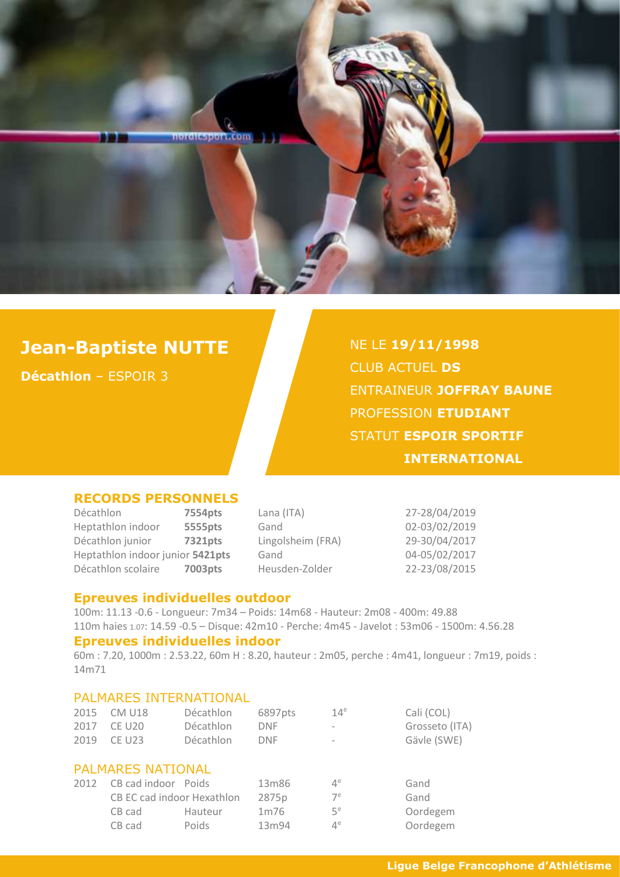# Jean-Baptiste NUTTE

**Décathlon** – ESPOIR 3

NE LE **19/11/1998**
CLUB ACTUEL **DS**
ENTRAINEUR **JOFFRAY BAUNE**
PROFESSION **ETUDIANT**
STATUT **ESPOIR SPORTIF INTERNATIONAL**

## RECORDS PERSONNELS

| | | | |
|---|---|---|---|
| Décathlon | **7554pts** | Lana (ITA) | 27-28/04/2019 |
| Heptathlon indoor | **5555pts** | Gand | 02-03/02/2019 |
| Décathlon junior | **7321pts** | Lingolsheim (FRA) | 29-30/04/2017 |
| Heptathlon indoor junior | **5421pts** | Gand | 04-05/02/2017 |
| Décathlon scolaire | **7003pts** | Heusden-Zolder | 22-23/08/2015 |

## Epreuves individuelles outdoor

100m: 11.13 -0.6 - Longueur: 7m34 – Poids: 14m68 - Hauteur: 2m08 - 400m: 49.88
110m haies 1.07: 14.59 -0.5 – Disque: 42m10 - Perche: 4m45 - Javelot : 53m06 - 1500m: 4.56.28

## Epreuves individuelles indoor

60m : 7.20, 1000m : 2.53.22, 60m H : 8.20, hauteur : 2m05, perche : 4m41, longueur : 7m19, poids : 14m71

## PALMARES INTERNATIONAL

| | | | | | |
|---|---|---|---|---|---|
| 2015 | CM U18 | Décathlon | 6897pts | 14e | Cali (COL) |
| 2017 | CE U20 | Décathlon | DNF | - | Grosseto (ITA) |
| 2019 | CE U23 | Décathlon | DNF | - | Gävle (SWE) |

## PALMARES NATIONAL

| | | | | | |
|---|---|---|---|---|---|
| 2012 | CB cad indoor | Poids | 13m86 | 4e | Gand |
| | CB EC cad indoor Hexathlon | | 2875p | 7e | Gand |
| | CB cad | Hauteur | 1m76 | 5e | Oordegem |
| | CB cad | Poids | 13m94 | 4e | Oordegem |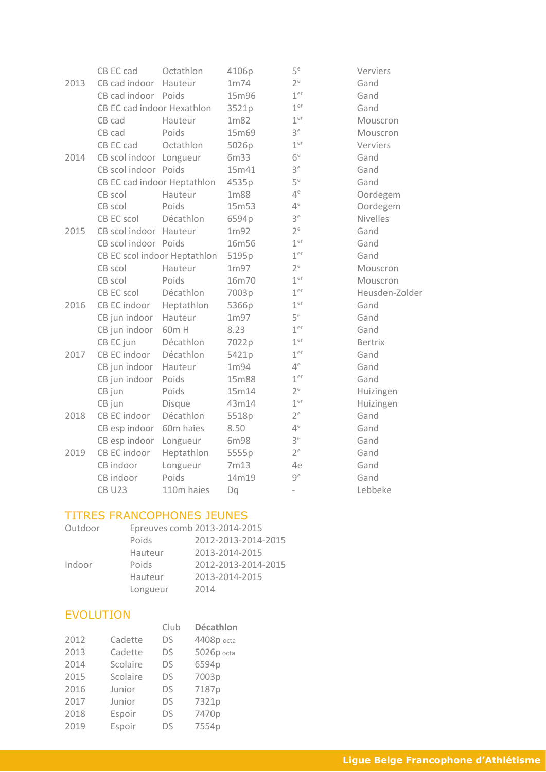| | | | | | |
|---|---|---|---|---|---|
| | CB EC cad | Octathlon | 4106p | 5e | Verviers |
| 2013 | CB cad indoor | Hauteur | 1m74 | 2e | Gand |
| | CB cad indoor | Poids | 15m96 | 1er | Gand |
| | CB EC cad indoor Hexathlon | | 3521p | 1er | Gand |
| | CB cad | Hauteur | 1m82 | 1er | Mouscron |
| | CB cad | Poids | 15m69 | 3e | Mouscron |
| | CB EC cad | Octathlon | 5026p | 1er | Verviers |
| 2014 | CB scol indoor | Longueur | 6m33 | 6e | Gand |
| | CB scol indoor | Poids | 15m41 | 3e | Gand |
| | CB EC cad indoor Heptathlon | | 4535p | 5e | Gand |
| | CB scol | Hauteur | 1m88 | 4e | Oordegem |
| | CB scol | Poids | 15m53 | 4e | Oordegem |
| | CB EC scol | Décathlon | 6594p | 3e | Nivelles |
| 2015 | CB scol indoor | Hauteur | 1m92 | 2e | Gand |
| | CB scol indoor | Poids | 16m56 | 1er | Gand |
| | CB EC scol indoor Heptathlon | | 5195p | 1er | Gand |
| | CB scol | Hauteur | 1m97 | 2e | Mouscron |
| | CB scol | Poids | 16m70 | 1er | Mouscron |
| | CB EC scol | Décathlon | 7003p | 1er | Heusden-Zolder |
| 2016 | CB EC indoor | Heptathlon | 5366p | 1er | Gand |
| | CB jun indoor | Hauteur | 1m97 | 5e | Gand |
| | CB jun indoor | 60m H | 8.23 | 1er | Gand |
| | CB EC jun | Décathlon | 7022p | 1er | Bertrix |
| 2017 | CB EC indoor | Décathlon | 5421p | 1er | Gand |
| | CB jun indoor | Hauteur | 1m94 | 4e | Gand |
| | CB jun indoor | Poids | 15m88 | 1er | Gand |
| | CB jun | Poids | 15m14 | 2e | Huizingen |
| | CB jun | Disque | 43m14 | 1er | Huizingen |
| 2018 | CB EC indoor | Décathlon | 5518p | 2e | Gand |
| | CB esp indoor | 60m haies | 8.50 | 4e | Gand |
| | CB esp indoor | Longueur | 6m98 | 3e | Gand |
| 2019 | CB EC indoor | Heptathlon | 5555p | 2e | Gand |
| | CB indoor | Longueur | 7m13 | 4e | Gand |
| | CB indoor | Poids | 14m19 | 9e | Gand |
| | CB U23 | 110m haies | Dq | - | Lebbeke |

## TITRES FRANCOPHONES JEUNES

| | | |
|---|---|---|
| Outdoor | Epreuves comb | 2013-2014-2015 |
| | Poids | 2012-2013-2014-2015 |
| | Hauteur | 2013-2014-2015 |
| Indoor | Poids | 2012-2013-2014-2015 |
| | Hauteur | 2013-2014-2015 |
| | Longueur | 2014 |

## EVOLUTION

| | | Club | **Décathlon** |
|---|---|---|---|
| 2012 | Cadette | DS | 4408p octa |
| 2013 | Cadette | DS | 5026p octa |
| 2014 | Scolaire | DS | 6594p |
| 2015 | Scolaire | DS | 7003p |
| 2016 | Junior | DS | 7187p |
| 2017 | Junior | DS | 7321p |
| 2018 | Espoir | DS | 7470p |
| 2019 | Espoir | DS | 7554p |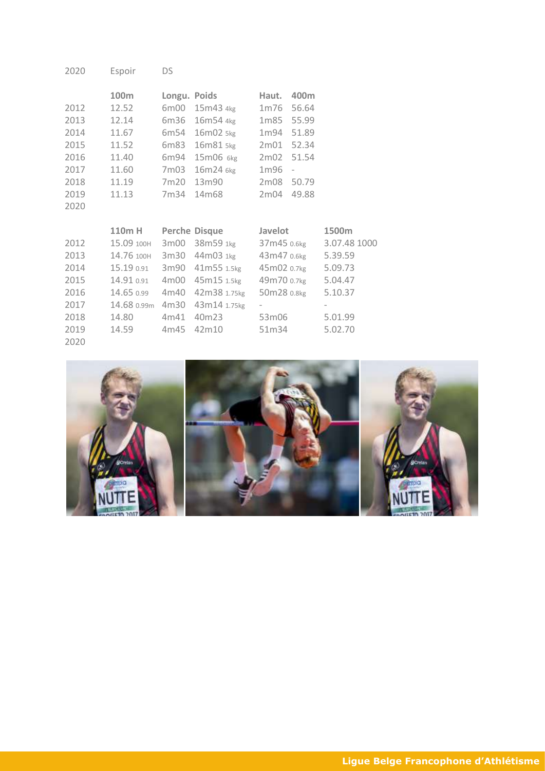| 2020 | Espoir | DS | | | |
|---|---|---|---|---|---|

| | 100m | Longu. | Poids | Haut. | 400m |
|---|---|---|---|---|---|
| 2012 | 12.52 | 6m00 | 15m43 4kg | 1m76 | 56.64 |
| 2013 | 12.14 | 6m36 | 16m54 4kg | 1m85 | 55.99 |
| 2014 | 11.67 | 6m54 | 16m02 5kg | 1m94 | 51.89 |
| 2015 | 11.52 | 6m83 | 16m81 5kg | 2m01 | 52.34 |
| 2016 | 11.40 | 6m94 | 15m06 6kg | 2m02 | 51.54 |
| 2017 | 11.60 | 7m03 | 16m24 6kg | 1m96 | - |
| 2018 | 11.19 | 7m20 | 13m90 | 2m08 | 50.79 |
| 2019 | 11.13 | 7m34 | 14m68 | 2m04 | 49.88 |
| 2020 | | | | | |

| | 110m H | Perche | Disque | Javelot | 1500m |
|---|---|---|---|---|---|
| 2012 | 15.09 100H | 3m00 | 38m59 1kg | 37m45 0.6kg | 3.07.48 1000 |
| 2013 | 14.76 100H | 3m30 | 44m03 1kg | 43m47 0.6kg | 5.39.59 |
| 2014 | 15.19 0.91 | 3m90 | 41m55 1.5kg | 45m02 0.7kg | 5.09.73 |
| 2015 | 14.91 0.91 | 4m00 | 45m15 1.5kg | 49m70 0.7kg | 5.04.47 |
| 2016 | 14.65 0.99 | 4m40 | 42m38 1.75kg | 50m28 0.8kg | 5.10.37 |
| 2017 | 14.68 0.99m | 4m30 | 43m14 1.75kg | - | - |
| 2018 | 14.80 | 4m41 | 40m23 | 53m06 | 5.01.99 |
| 2019 | 14.59 | 4m45 | 42m10 | 51m34 | 5.02.70 |
| 2020 | | | | | |